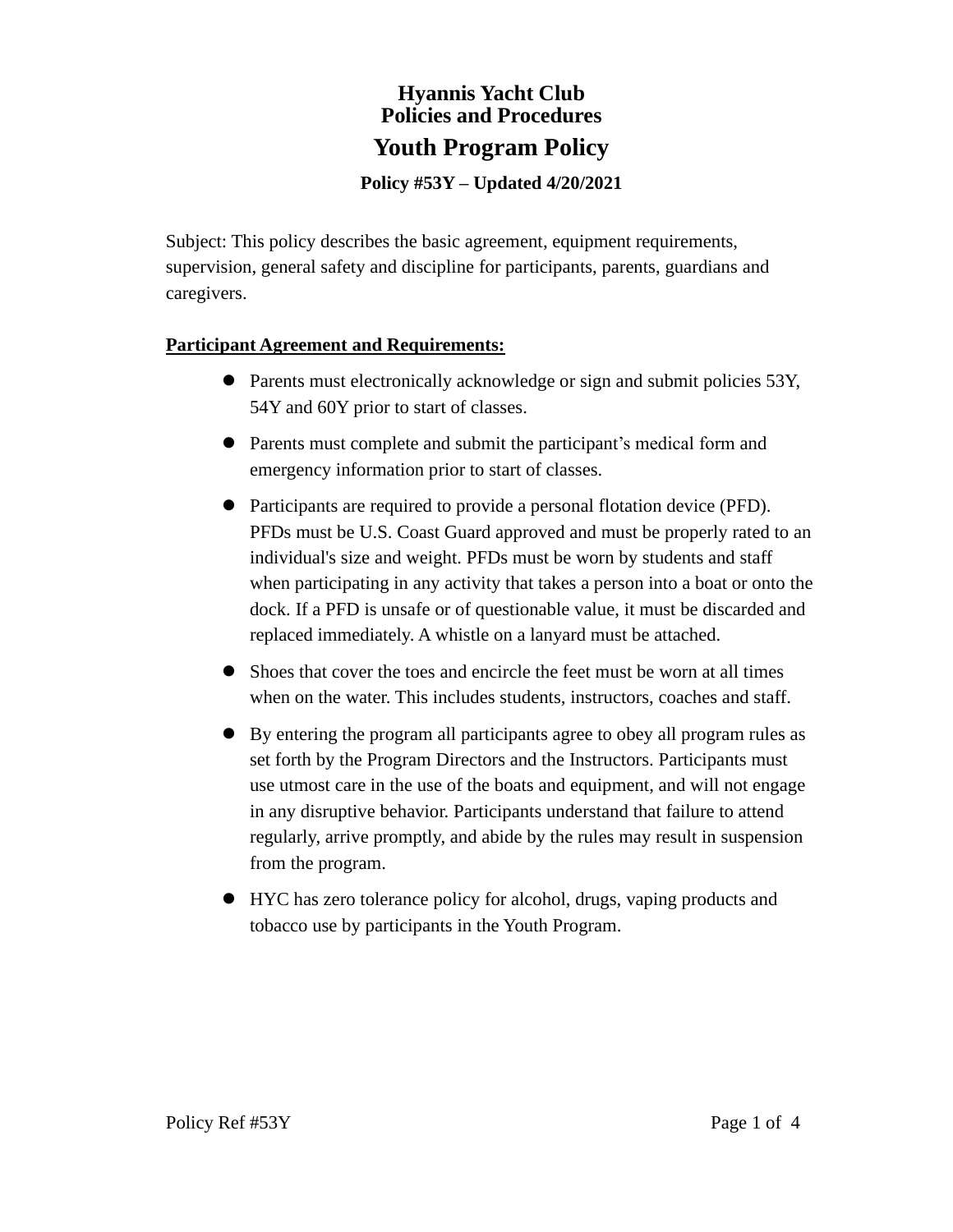# Hyannis Yacht Club
# Policies and Procedures

## Youth Program Policy

**Policy #53Y – Updated 4/20/2021**

Subject: This policy describes the basic agreement, equipment requirements, supervision, general safety and discipline for participants, parents, guardians and caregivers.

**Participant Agreement and Requirements:**

- Parents must electronically acknowledge or sign and submit policies 53Y, 54Y and 60Y prior to start of classes.
- Parents must complete and submit the participant's medical form and emergency information prior to start of classes.
- Participants are required to provide a personal flotation device (PFD). PFDs must be U.S. Coast Guard approved and must be properly rated to an individual's size and weight. PFDs must be worn by students and staff when participating in any activity that takes a person into a boat or onto the dock. If a PFD is unsafe or of questionable value, it must be discarded and replaced immediately. A whistle on a lanyard must be attached.
- Shoes that cover the toes and encircle the feet must be worn at all times when on the water. This includes students, instructors, coaches and staff.
- By entering the program all participants agree to obey all program rules as set forth by the Program Directors and the Instructors. Participants must use utmost care in the use of the boats and equipment, and will not engage in any disruptive behavior. Participants understand that failure to attend regularly, arrive promptly, and abide by the rules may result in suspension from the program.
- HYC has zero tolerance policy for alcohol, drugs, vaping products and tobacco use by participants in the Youth Program.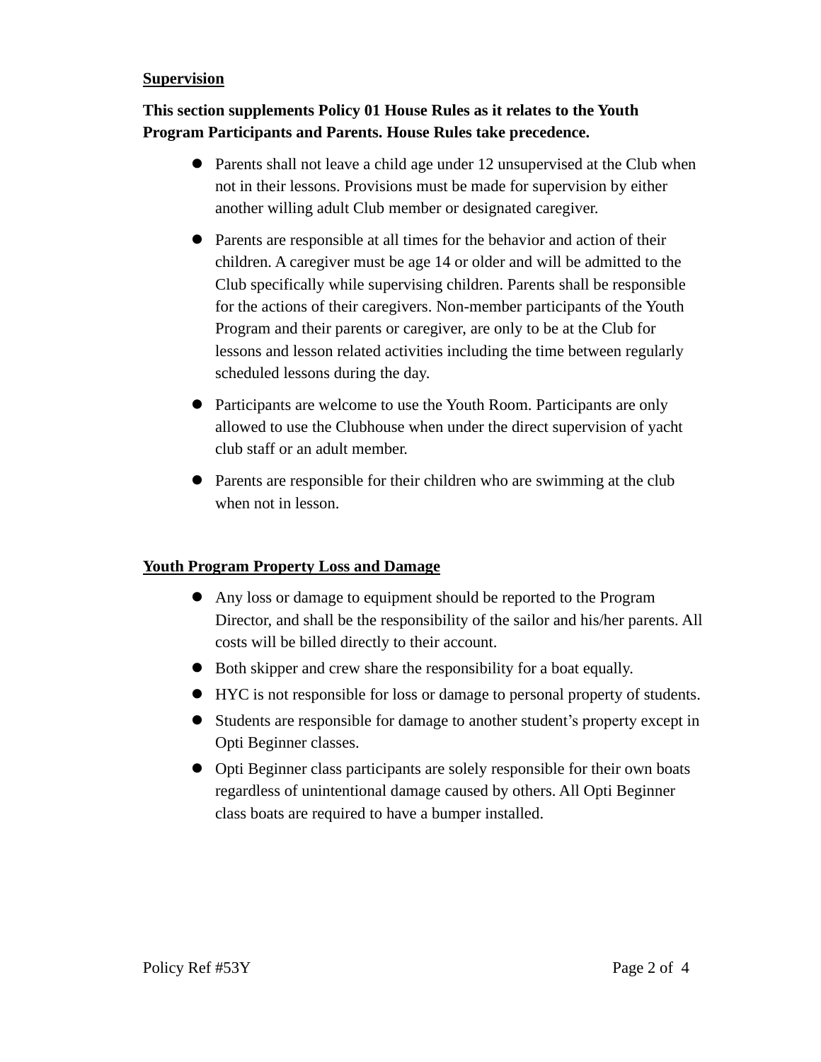## Supervision

**This section supplements Policy 01 House Rules as it relates to the Youth Program Participants and Parents. House Rules take precedence.**

- Parents shall not leave a child age under 12 unsupervised at the Club when not in their lessons. Provisions must be made for supervision by either another willing adult Club member or designated caregiver.
- Parents are responsible at all times for the behavior and action of their children. A caregiver must be age 14 or older and will be admitted to the Club specifically while supervising children. Parents shall be responsible for the actions of their caregivers. Non-member participants of the Youth Program and their parents or caregiver, are only to be at the Club for lessons and lesson related activities including the time between regularly scheduled lessons during the day.
- Participants are welcome to use the Youth Room. Participants are only allowed to use the Clubhouse when under the direct supervision of yacht club staff or an adult member.
- Parents are responsible for their children who are swimming at the club when not in lesson.

## Youth Program Property Loss and Damage

- Any loss or damage to equipment should be reported to the Program Director, and shall be the responsibility of the sailor and his/her parents. All costs will be billed directly to their account.
- Both skipper and crew share the responsibility for a boat equally.
- HYC is not responsible for loss or damage to personal property of students.
- Students are responsible for damage to another student's property except in Opti Beginner classes.
- Opti Beginner class participants are solely responsible for their own boats regardless of unintentional damage caused by others. All Opti Beginner class boats are required to have a bumper installed.

Policy Ref #53Y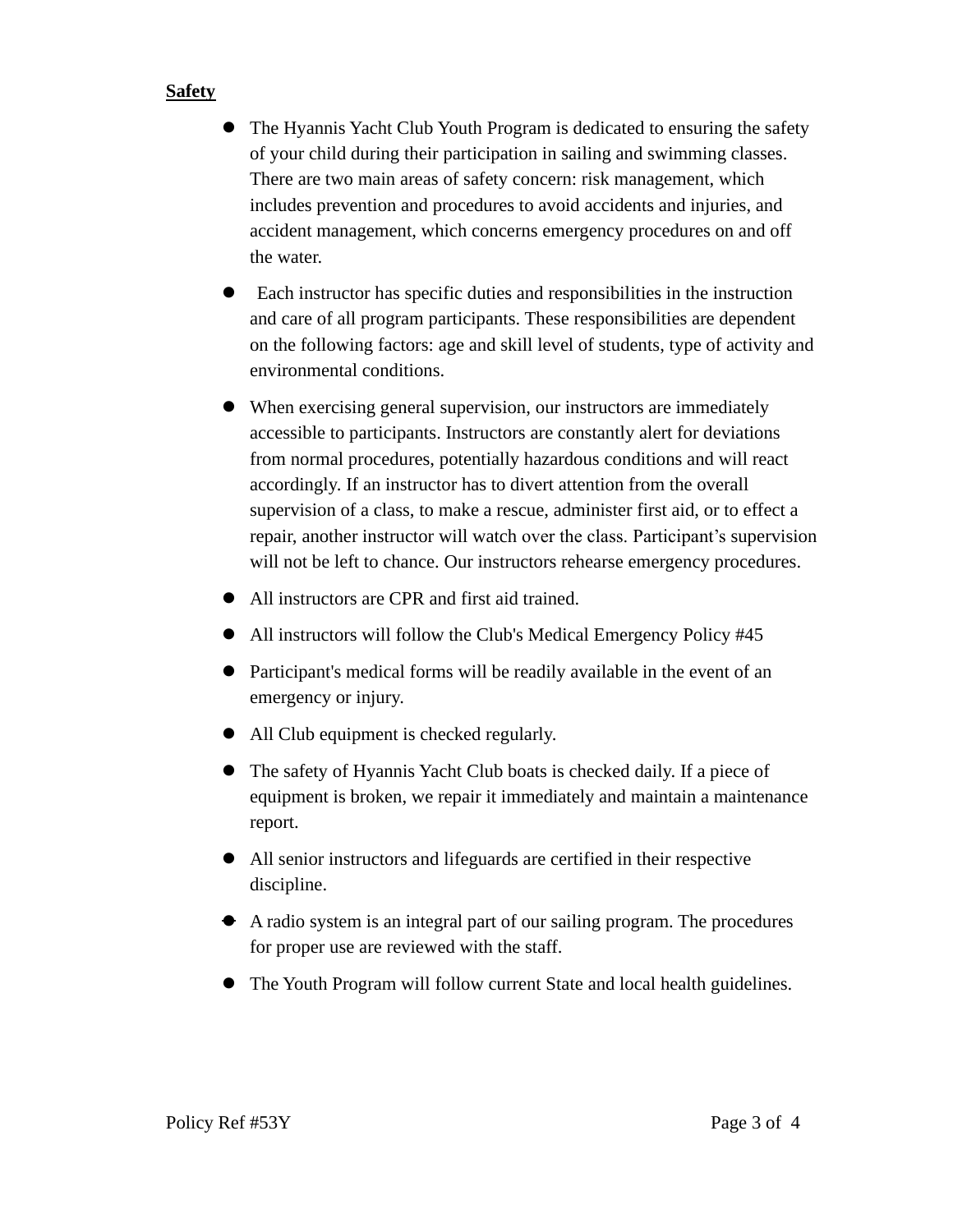**Safety**

- The Hyannis Yacht Club Youth Program is dedicated to ensuring the safety of your child during their participation in sailing and swimming classes. There are two main areas of safety concern: risk management, which includes prevention and procedures to avoid accidents and injuries, and accident management, which concerns emergency procedures on and off the water.
- Each instructor has specific duties and responsibilities in the instruction and care of all program participants. These responsibilities are dependent on the following factors: age and skill level of students, type of activity and environmental conditions.
- When exercising general supervision, our instructors are immediately accessible to participants. Instructors are constantly alert for deviations from normal procedures, potentially hazardous conditions and will react accordingly. If an instructor has to divert attention from the overall supervision of a class, to make a rescue, administer first aid, or to effect a repair, another instructor will watch over the class. Participant's supervision will not be left to chance. Our instructors rehearse emergency procedures.
- All instructors are CPR and first aid trained.
- All instructors will follow the Club's Medical Emergency Policy #45
- Participant's medical forms will be readily available in the event of an emergency or injury.
- All Club equipment is checked regularly.
- The safety of Hyannis Yacht Club boats is checked daily. If a piece of equipment is broken, we repair it immediately and maintain a maintenance report.
- All senior instructors and lifeguards are certified in their respective discipline.
- A radio system is an integral part of our sailing program. The procedures for proper use are reviewed with the staff.
- The Youth Program will follow current State and local health guidelines.

Policy Ref #53Y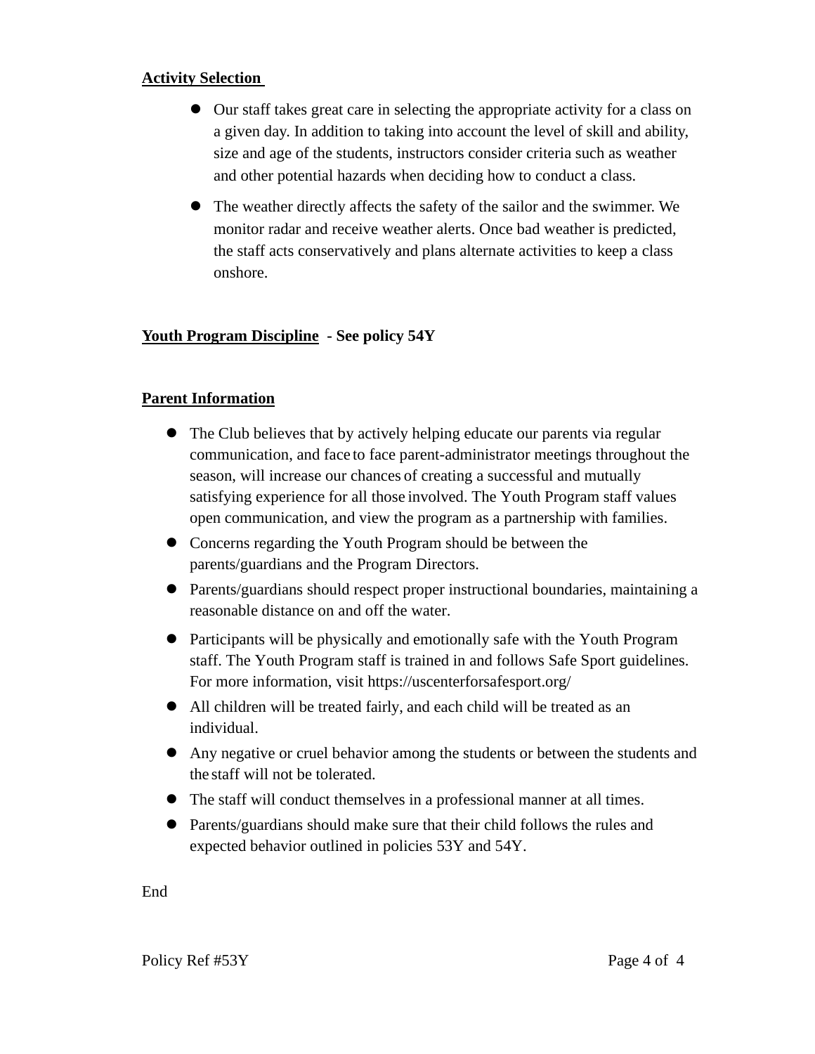**Activity Selection**

- Our staff takes great care in selecting the appropriate activity for a class on a given day. In addition to taking into account the level of skill and ability, size and age of the students, instructors consider criteria such as weather and other potential hazards when deciding how to conduct a class.
- The weather directly affects the safety of the sailor and the swimmer. We monitor radar and receive weather alerts. Once bad weather is predicted, the staff acts conservatively and plans alternate activities to keep a class onshore.

**Youth Program Discipline - See policy 54Y**

**Parent Information**

- The Club believes that by actively helping educate our parents via regular communication, and face to face parent-administrator meetings throughout the season, will increase our chances of creating a successful and mutually satisfying experience for all those involved. The Youth Program staff values open communication, and view the program as a partnership with families.
- Concerns regarding the Youth Program should be between the parents/guardians and the Program Directors.
- Parents/guardians should respect proper instructional boundaries, maintaining a reasonable distance on and off the water.
- Participants will be physically and emotionally safe with the Youth Program staff. The Youth Program staff is trained in and follows Safe Sport guidelines. For more information, visit https://uscenterforsafesport.org/
- All children will be treated fairly, and each child will be treated as an individual.
- Any negative or cruel behavior among the students or between the students and the staff will not be tolerated.
- The staff will conduct themselves in a professional manner at all times.
- Parents/guardians should make sure that their child follows the rules and expected behavior outlined in policies 53Y and 54Y.

End